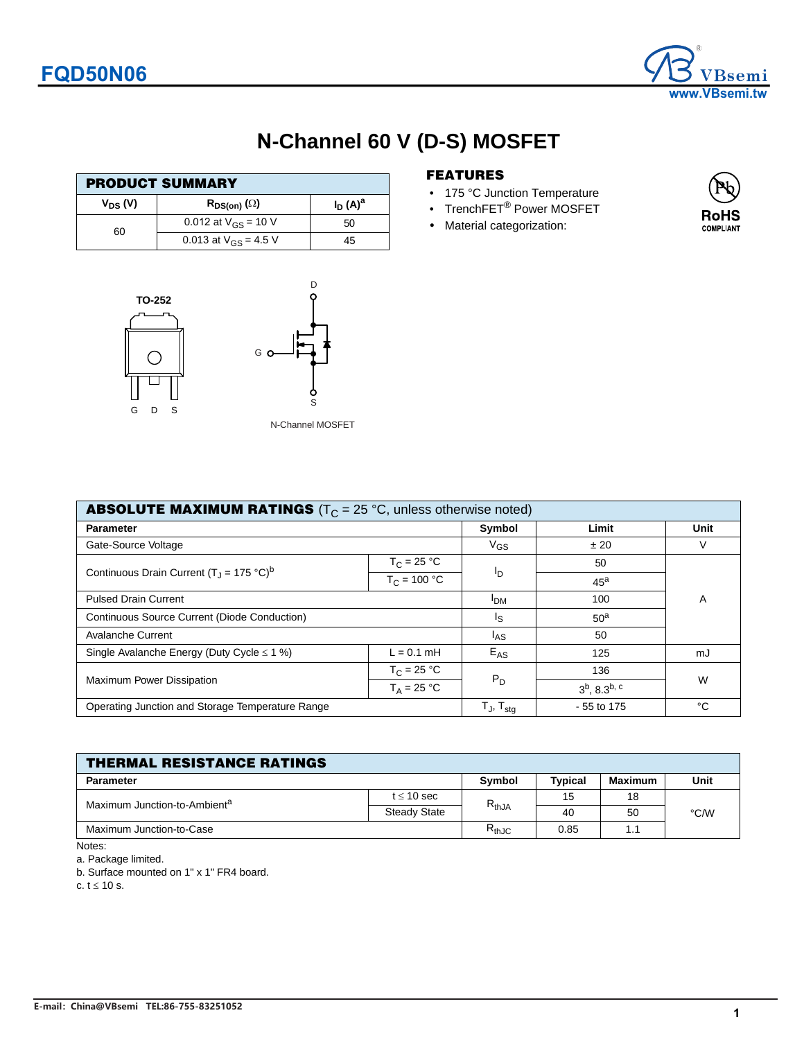# FQD50N06

# N-Channel 60 V (D-S) MOSFET

## PRODUCT SUMMARY

| $V_{DS}$ (V) | $R_{DS(on)}$ (Ω) | $I_D$ (A)[a] |
|---|---|---|
| 60 | 0.012 at $V_{GS}$ = 10 V | 50 |
| | 0.013 at $V_{GS}$ = 4.5 V | 45 |

## FEATURES

- 175 °C Junction Temperature
- TrenchFET® Power MOSFET
- Material categorization:

RoHS COMPLIANT

TO-252

G D S

N-Channel MOSFET

## ABSOLUTE MAXIMUM RATINGS ($T_C$ = 25 °C, unless otherwise noted)

| Parameter | | Symbol | Limit | Unit |
|---|---|---|---|---|
| Gate-Source Voltage | | $V_{GS}$ | ± 20 | V |
| Continuous Drain Current ($T_J$ = 175 °C)[b] | $T_C$ = 25 °C | $I_D$ | 50 | A |
| | $T_C$ = 100 °C | | 45[a] | |
| Pulsed Drain Current | | $I_{DM}$ | 100 | |
| Continuous Source Current (Diode Conduction) | | $I_S$ | 50[a] | |
| Avalanche Current | | $I_{AS}$ | 50 | |
| Single Avalanche Energy (Duty Cycle ≤ 1 %) | L = 0.1 mH | $E_{AS}$ | 125 | mJ |
| Maximum Power Dissipation | $T_C$ = 25 °C | $P_D$ | 136 | W |
| | $T_A$ = 25 °C | | 3[b], 8.3[b, c] | |
| Operating Junction and Storage Temperature Range | | $T_J$, $T_{stg}$ | - 55 to 175 | °C |

## THERMAL RESISTANCE RATINGS

| Parameter | | Symbol | Typical | Maximum | Unit |
|---|---|---|---|---|---|
| Maximum Junction-to-Ambient[a] | t ≤ 10 sec | $R_{thJA}$ | 15 | 18 | °C/W |
| | Steady State | | 40 | 50 | |
| Maximum Junction-to-Case | | $R_{thJC}$ | 0.85 | 1.1 | |

Notes:

a. Package limited.

b. Surface mounted on 1" x 1" FR4 board.

c. t ≤ 10 s.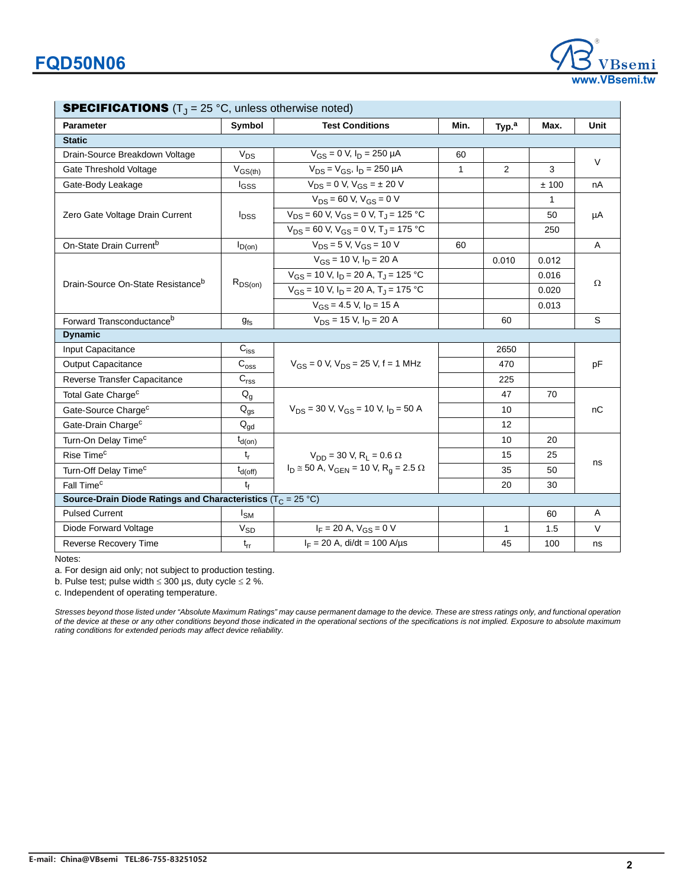# FQD50N06

**SPECIFICATIONS** ($T_J$ = 25 °C, unless otherwise noted)

| Parameter | Symbol | Test Conditions | Min. | Typ.[a] | Max. | Unit |
|---|---|---|---|---|---|---|
| **Static** | | | | | | |
| Drain-Source Breakdown Voltage | $V_{DS}$ | $V_{GS}$ = 0 V, $I_D$ = 250 µA | 60 | | | V |
| Gate Threshold Voltage | $V_{GS(th)}$ | $V_{DS}$ = $V_{GS}$, $I_D$ = 250 µA | 1 | 2 | 3 | V |
| Gate-Body Leakage | $I_{GSS}$ | $V_{DS}$ = 0 V, $V_{GS}$ = ± 20 V | | | ± 100 | nA |
| Zero Gate Voltage Drain Current | $I_{DSS}$ | $V_{DS}$ = 60 V, $V_{GS}$ = 0 V | | | 1 | µA |
| | | $V_{DS}$ = 60 V, $V_{GS}$ = 0 V, $T_J$ = 125 °C | | | 50 | |
| | | $V_{DS}$ = 60 V, $V_{GS}$ = 0 V, $T_J$ = 175 °C | | | 250 | |
| On-State Drain Current[b] | $I_{D(on)}$ | $V_{DS}$ = 5 V, $V_{GS}$ = 10 V | 60 | | | A |
| Drain-Source On-State Resistance[b] | $R_{DS(on)}$ | $V_{GS}$ = 10 V, $I_D$ = 20 A | | 0.010 | 0.012 | Ω |
| | | $V_{GS}$ = 10 V, $I_D$ = 20 A, $T_J$ = 125 °C | | | 0.016 | |
| | | $V_{GS}$ = 10 V, $I_D$ = 20 A, $T_J$ = 175 °C | | | 0.020 | |
| | | $V_{GS}$ = 4.5 V, $I_D$ = 15 A | | | 0.013 | |
| Forward Transconductance[b] | $g_{fs}$ | $V_{DS}$ = 15 V, $I_D$ = 20 A | | 60 | | S |
| **Dynamic** | | | | | | |
| Input Capacitance | $C_{iss}$ | $V_{GS}$ = 0 V, $V_{DS}$ = 25 V, f = 1 MHz | | 2650 | | pF |
| Output Capacitance | $C_{oss}$ | | | 470 | | |
| Reverse Transfer Capacitance | $C_{rss}$ | | | 225 | | |
| Total Gate Charge[c] | $Q_g$ | $V_{DS}$ = 30 V, $V_{GS}$ = 10 V, $I_D$ = 50 A | | 47 | 70 | nC |
| Gate-Source Charge[c] | $Q_{gs}$ | | | 10 | | |
| Gate-Drain Charge[c] | $Q_{gd}$ | | | 12 | | |
| Turn-On Delay Time[c] | $t_{d(on)}$ | $V_{DD}$ = 30 V, $R_L$ = 0.6 Ω, $I_D$ ≅ 50 A, $V_{GEN}$ = 10 V, $R_g$ = 2.5 Ω | | 10 | 20 | ns |
| Rise Time[c] | $t_r$ | | | 15 | 25 | |
| Turn-Off Delay Time[c] | $t_{d(off)}$ | | | 35 | 50 | |
| Fall Time[c] | $t_f$ | | | 20 | 30 | |
| **Source-Drain Diode Ratings and Characteristics** ($T_C$ = 25 °C) | | | | | | |
| Pulsed Current | $I_{SM}$ | | | | 60 | A |
| Diode Forward Voltage | $V_{SD}$ | $I_F$ = 20 A, $V_{GS}$ = 0 V | | 1 | 1.5 | V |
| Reverse Recovery Time | $t_{rr}$ | $I_F$ = 20 A, di/dt = 100 A/µs | | 45 | 100 | ns |

Notes:

a. For design aid only; not subject to production testing.

b. Pulse test; pulse width ≤ 300 µs, duty cycle ≤ 2 %.

c. Independent of operating temperature.

*Stresses beyond those listed under "Absolute Maximum Ratings" may cause permanent damage to the device. These are stress ratings only, and functional operation of the device at these or any other conditions beyond those indicated in the operational sections of the specifications is not implied. Exposure to absolute maximum rating conditions for extended periods may affect device reliability.*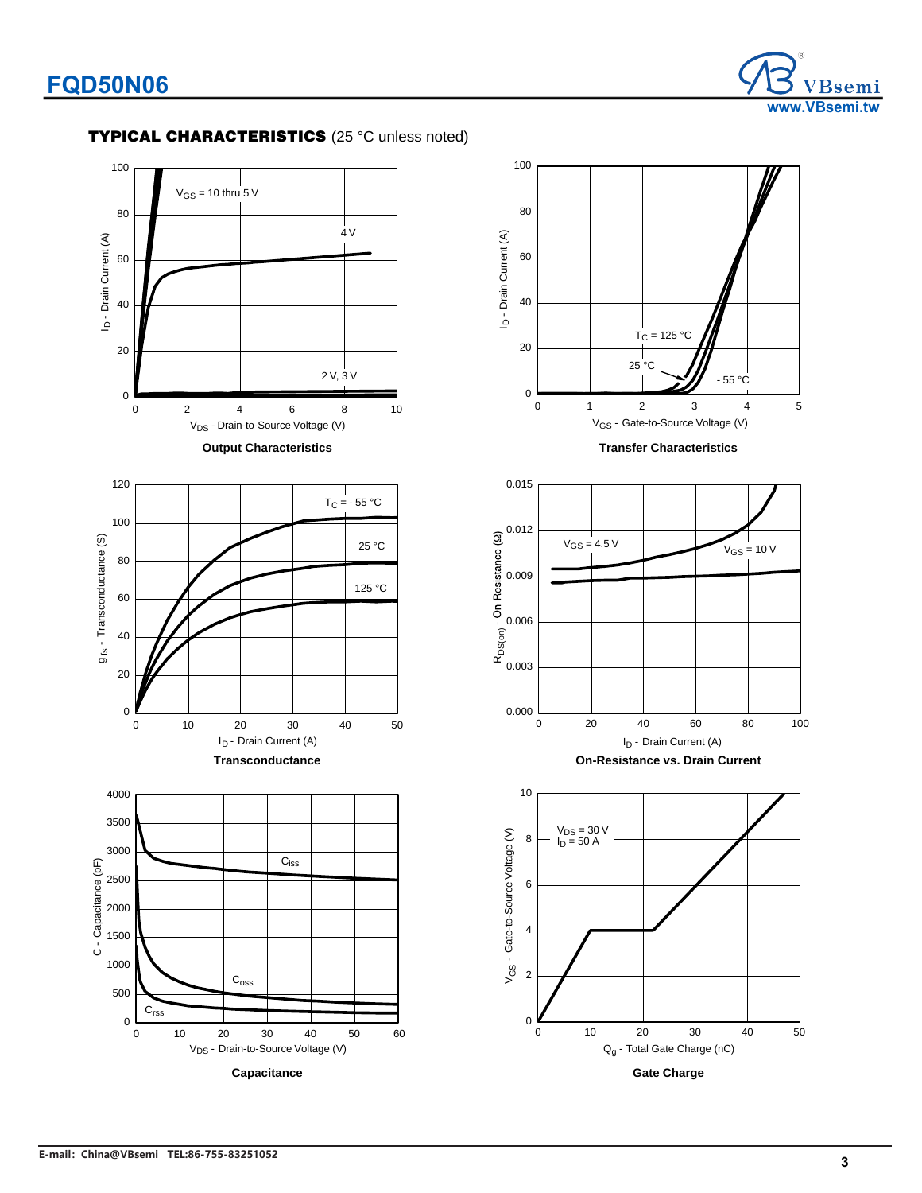## TYPICAL CHARACTERISTICS (25 °C unless noted)

$V_{GS}$ = 10 thru 5 V

4 V

2 V, 3 V

$I_D$ - Drain Current (A)

$V_{DS}$ - Drain-to-Source Voltage (V)

**Output Characteristics**

$T_C$ = 125 °C

25 °C

- 55 °C

$I_D$ - Drain Current (A)

$V_{GS}$ - Gate-to-Source Voltage (V)

**Transfer Characteristics**

$T_C$ = - 55 °C

25 °C

125 °C

$g_{fs}$ - Transconductance (S)

$I_D$ - Drain Current (A)

**Transconductance**

$V_{GS}$ = 4.5 V

$V_{GS}$ = 10 V

$R_{DS(on)}$ - On-Resistance (Ω)

$I_D$ - Drain Current (A)

**On-Resistance vs. Drain Current**

$C_{iss}$

$C_{oss}$

$C_{rss}$

C - Capacitance (pF)

$V_{DS}$ - Drain-to-Source Voltage (V)

**Capacitance**

$V_{DS}$ = 30 V

$I_D$ = 50 A

$V_{GS}$ - Gate-to-Source Voltage (V)

$Q_g$ - Total Gate Charge (nC)

**Gate Charge**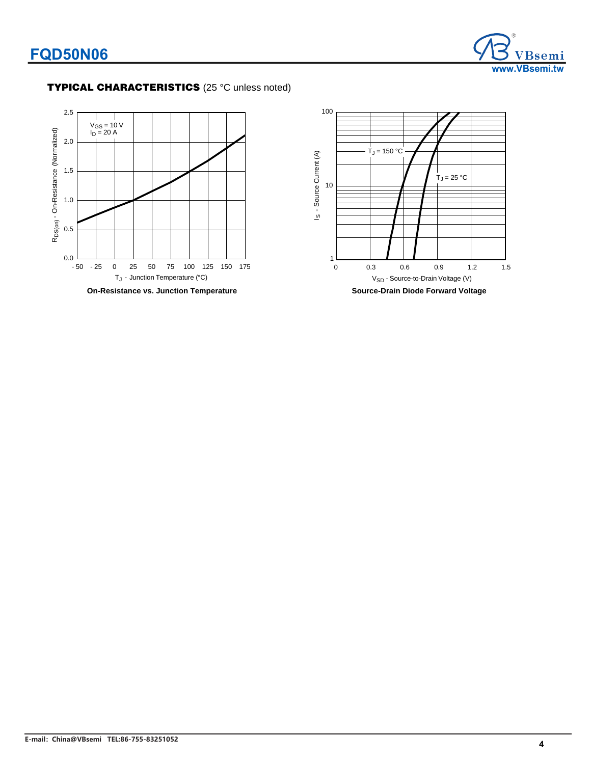**TYPICAL CHARACTERISTICS** (25 °C unless noted)

$V_{GS}$ = 10 V
$I_D$ = 20 A

$R_{DS(on)}$ - On-Resistance (Normalized)

$T_J$ - Junction Temperature (°C)

**On-Resistance vs. Junction Temperature**

$T_J$ = 150 °C

$T_J$ = 25 °C

$I_S$ - Source Current (A)

$V_{SD}$ - Source-to-Drain Voltage (V)

**Source-Drain Diode Forward Voltage**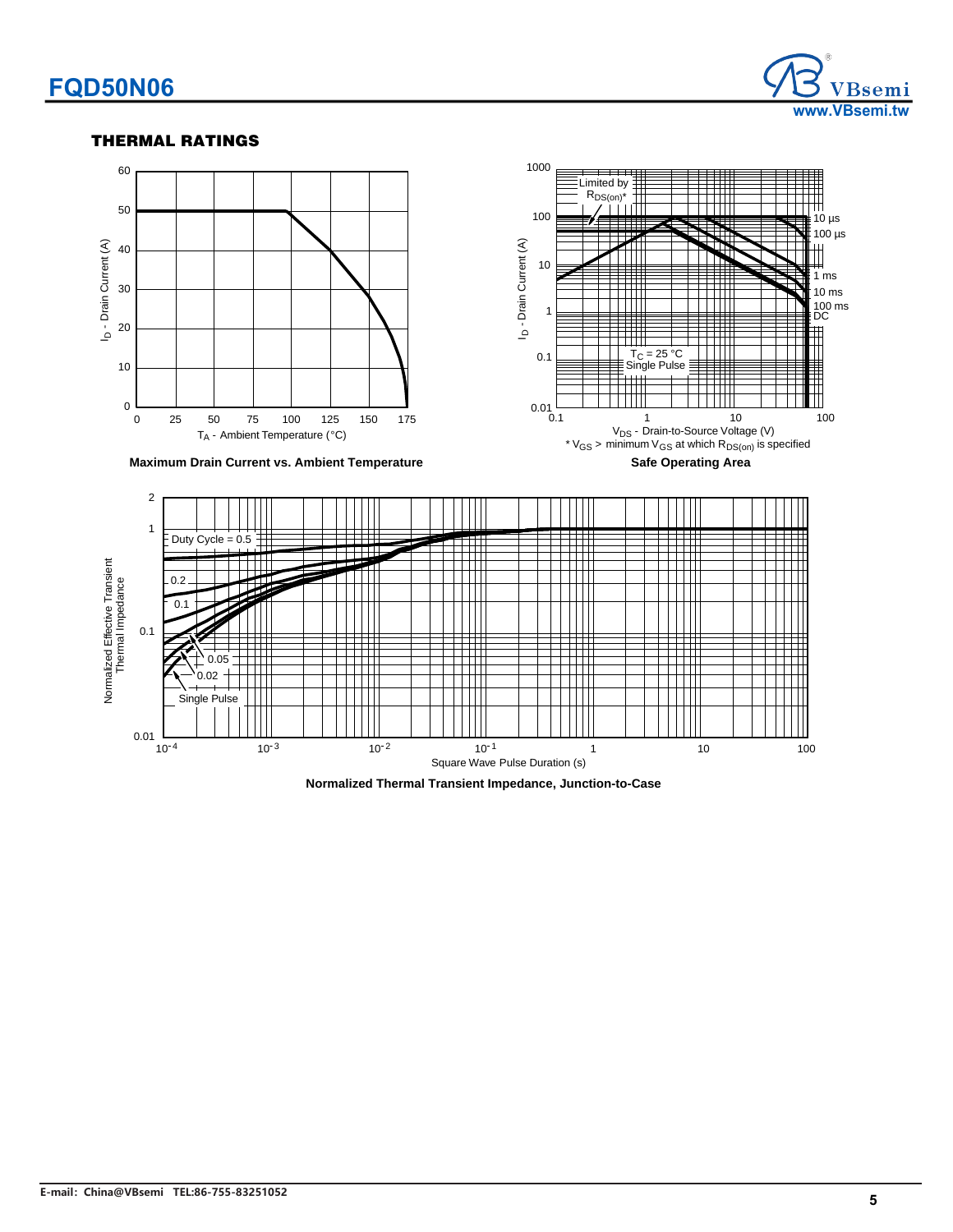## THERMAL RATINGS

Maximum Drain Current vs. Ambient Temperature

Safe Operating Area

Normalized Thermal Transient Impedance, Junction-to-Case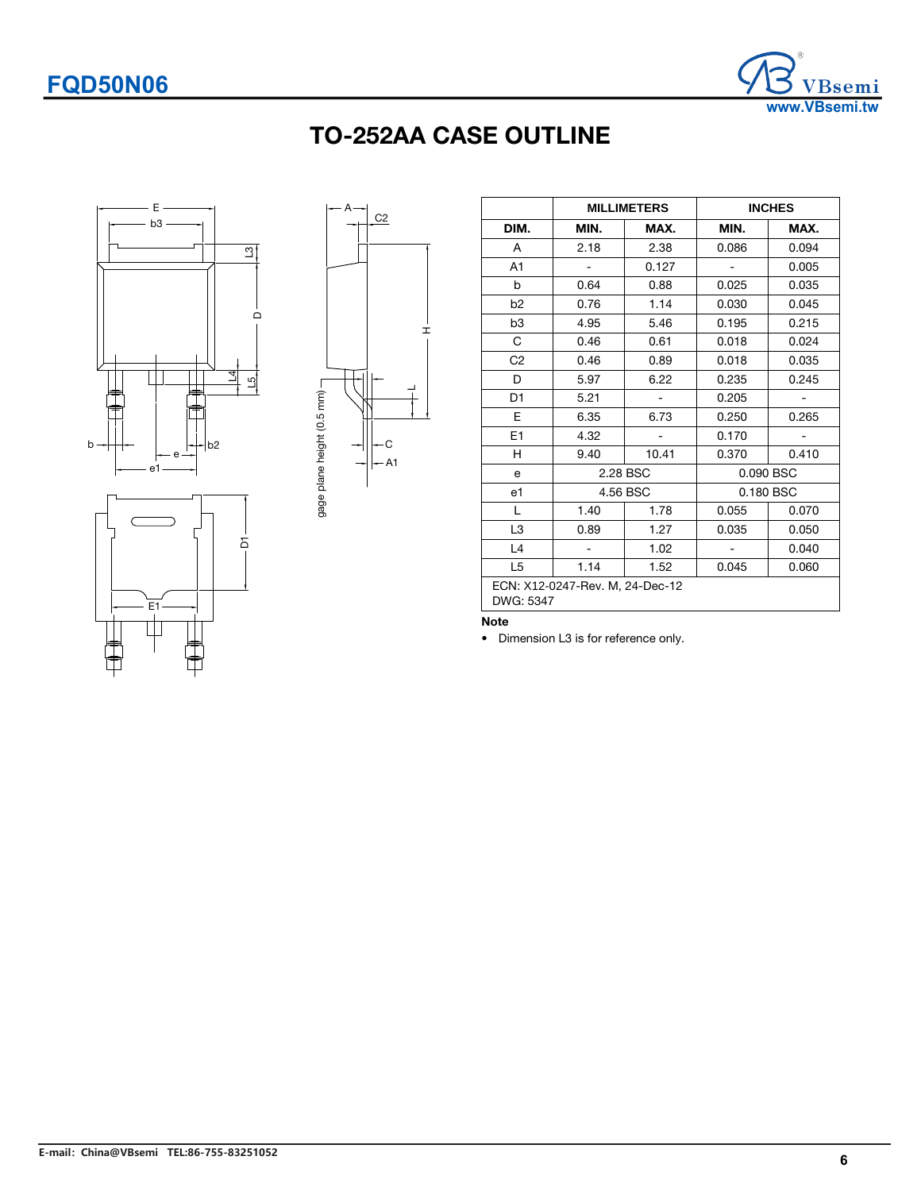# TO-252AA CASE OUTLINE

| | MILLIMETERS | | INCHES | |
|---|---|---|---|---|
| DIM. | MIN. | MAX. | MIN. | MAX. |
| A | 2.18 | 2.38 | 0.086 | 0.094 |
| A1 | - | 0.127 | - | 0.005 |
| b | 0.64 | 0.88 | 0.025 | 0.035 |
| b2 | 0.76 | 1.14 | 0.030 | 0.045 |
| b3 | 4.95 | 5.46 | 0.195 | 0.215 |
| C | 0.46 | 0.61 | 0.018 | 0.024 |
| C2 | 0.46 | 0.89 | 0.018 | 0.035 |
| D | 5.97 | 6.22 | 0.235 | 0.245 |
| D1 | 5.21 | - | 0.205 | - |
| E | 6.35 | 6.73 | 0.250 | 0.265 |
| E1 | 4.32 | - | 0.170 | - |
| H | 9.40 | 10.41 | 0.370 | 0.410 |
| e | 2.28 BSC | | 0.090 BSC | |
| e1 | 4.56 BSC | | 0.180 BSC | |
| L | 1.40 | 1.78 | 0.055 | 0.070 |
| L3 | 0.89 | 1.27 | 0.035 | 0.050 |
| L4 | - | 1.02 | - | 0.040 |
| L5 | 1.14 | 1.52 | 0.045 | 0.060 |

ECN: X12-0247-Rev. M, 24-Dec-12
DWG: 5347

**Note**

- Dimension L3 is for reference only.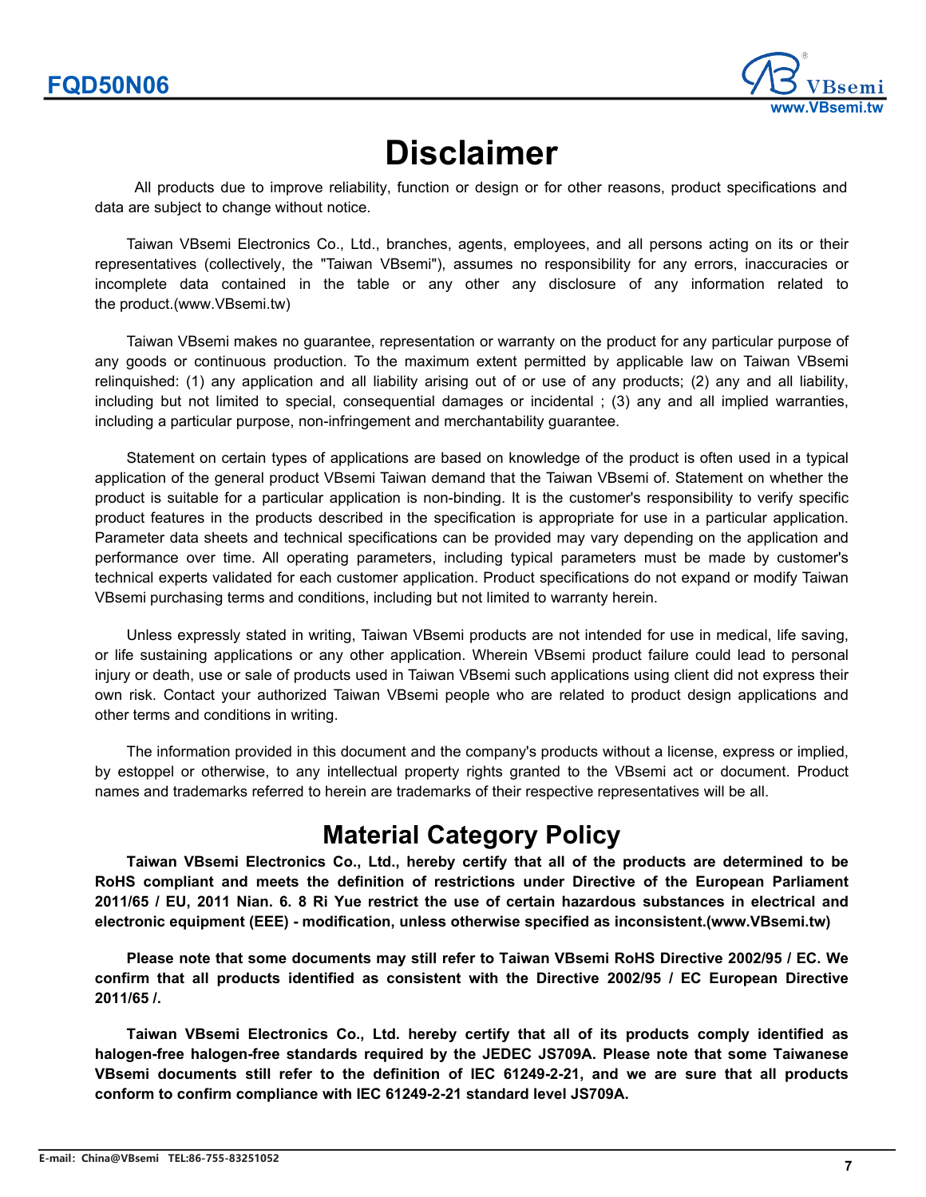# Disclaimer

All products due to improve reliability, function or design or for other reasons, product specifications and data are subject to change without notice.

Taiwan VBsemi Electronics Co., Ltd., branches, agents, employees, and all persons acting on its or their representatives (collectively, the "Taiwan VBsemi"), assumes no responsibility for any errors, inaccuracies or incomplete data contained in the table or any other any disclosure of any information related to the product.(www.VBsemi.tw)

Taiwan VBsemi makes no guarantee, representation or warranty on the product for any particular purpose of any goods or continuous production. To the maximum extent permitted by applicable law on Taiwan VBsemi relinquished: (1) any application and all liability arising out of or use of any products; (2) any and all liability, including but not limited to special, consequential damages or incidental ; (3) any and all implied warranties, including a particular purpose, non-infringement and merchantability guarantee.

Statement on certain types of applications are based on knowledge of the product is often used in a typical application of the general product VBsemi Taiwan demand that the Taiwan VBsemi of. Statement on whether the product is suitable for a particular application is non-binding. It is the customer's responsibility to verify specific product features in the products described in the specification is appropriate for use in a particular application. Parameter data sheets and technical specifications can be provided may vary depending on the application and performance over time. All operating parameters, including typical parameters must be made by customer's technical experts validated for each customer application. Product specifications do not expand or modify Taiwan VBsemi purchasing terms and conditions, including but not limited to warranty herein.

Unless expressly stated in writing, Taiwan VBsemi products are not intended for use in medical, life saving, or life sustaining applications or any other application. Wherein VBsemi product failure could lead to personal injury or death, use or sale of products used in Taiwan VBsemi such applications using client did not express their own risk. Contact your authorized Taiwan VBsemi people who are related to product design applications and other terms and conditions in writing.

The information provided in this document and the company's products without a license, express or implied, by estoppel or otherwise, to any intellectual property rights granted to the VBsemi act or document. Product names and trademarks referred to herein are trademarks of their respective representatives will be all.

# Material Category Policy

**Taiwan VBsemi Electronics Co., Ltd., hereby certify that all of the products are determined to be RoHS compliant and meets the definition of restrictions under Directive of the European Parliament 2011/65 / EU, 2011 Nian. 6. 8 Ri Yue restrict the use of certain hazardous substances in electrical and electronic equipment (EEE) - modification, unless otherwise specified as inconsistent.(www.VBsemi.tw)**

**Please note that some documents may still refer to Taiwan VBsemi RoHS Directive 2002/95 / EC. We confirm that all products identified as consistent with the Directive 2002/95 / EC European Directive 2011/65 /.**

**Taiwan VBsemi Electronics Co., Ltd. hereby certify that all of its products comply identified as halogen-free halogen-free standards required by the JEDEC JS709A. Please note that some Taiwanese VBsemi documents still refer to the definition of IEC 61249-2-21, and we are sure that all products conform to confirm compliance with IEC 61249-2-21 standard level JS709A.**